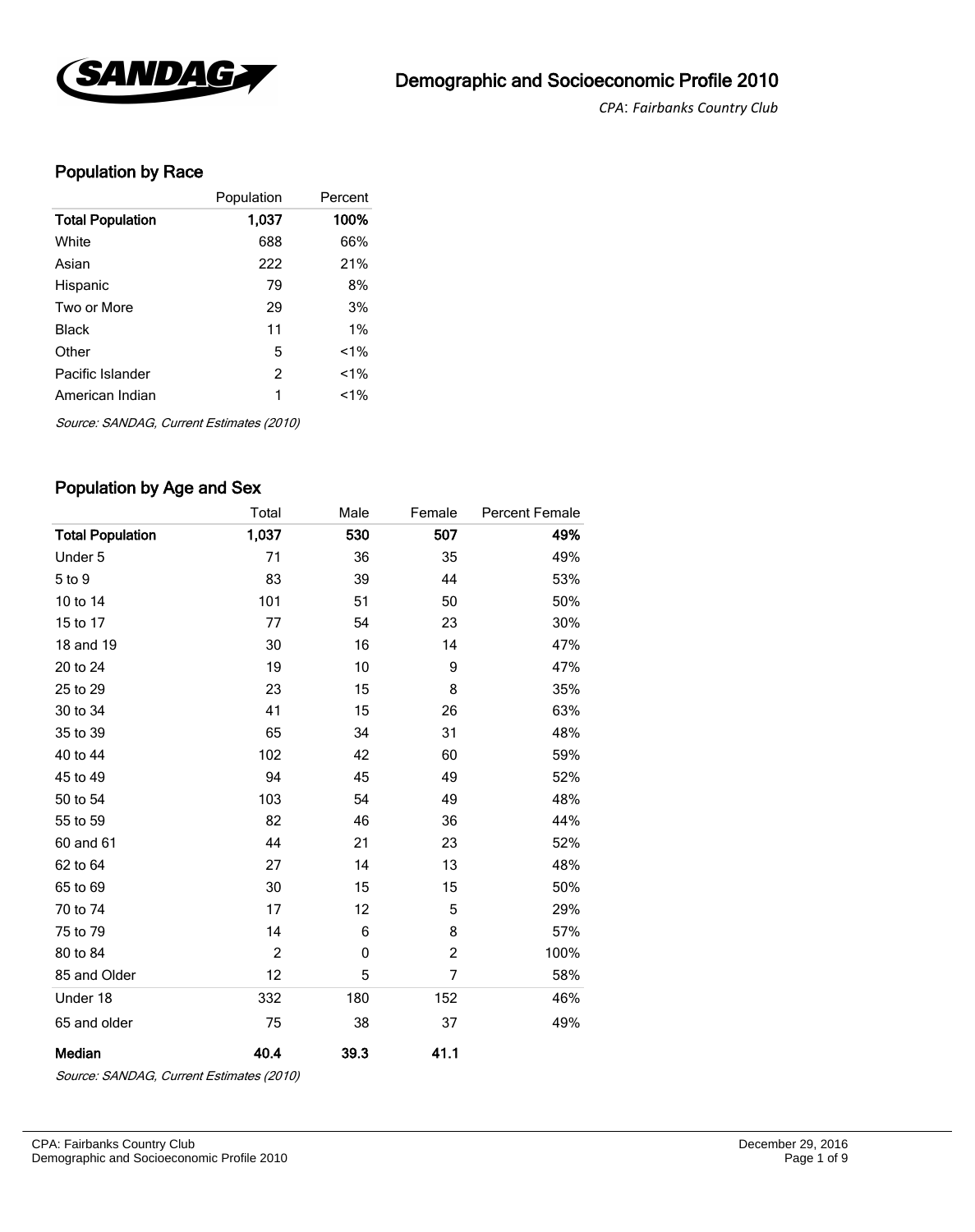# Demographic and Socioeconomic Profile 2010

*CPA: Fairbanks Country Club*

## Population by Race

| | Population | Percent |
|---|---|---|
| **Total Population** | **1,037** | **100%** |
| White | 688 | 66% |
| Asian | 222 | 21% |
| Hispanic | 79 | 8% |
| Two or More | 29 | 3% |
| Black | 11 | 1% |
| Other | 5 | <1% |
| Pacific Islander | 2 | <1% |
| American Indian | 1 | <1% |

*Source: SANDAG, Current Estimates (2010)*

## Population by Age and Sex

| | Total | Male | Female | Percent Female |
|---|---|---|---|---|
| **Total Population** | **1,037** | **530** | **507** | **49%** |
| Under 5 | 71 | 36 | 35 | 49% |
| 5 to 9 | 83 | 39 | 44 | 53% |
| 10 to 14 | 101 | 51 | 50 | 50% |
| 15 to 17 | 77 | 54 | 23 | 30% |
| 18 and 19 | 30 | 16 | 14 | 47% |
| 20 to 24 | 19 | 10 | 9 | 47% |
| 25 to 29 | 23 | 15 | 8 | 35% |
| 30 to 34 | 41 | 15 | 26 | 63% |
| 35 to 39 | 65 | 34 | 31 | 48% |
| 40 to 44 | 102 | 42 | 60 | 59% |
| 45 to 49 | 94 | 45 | 49 | 52% |
| 50 to 54 | 103 | 54 | 49 | 48% |
| 55 to 59 | 82 | 46 | 36 | 44% |
| 60 and 61 | 44 | 21 | 23 | 52% |
| 62 to 64 | 27 | 14 | 13 | 48% |
| 65 to 69 | 30 | 15 | 15 | 50% |
| 70 to 74 | 17 | 12 | 5 | 29% |
| 75 to 79 | 14 | 6 | 8 | 57% |
| 80 to 84 | 2 | 0 | 2 | 100% |
| 85 and Older | 12 | 5 | 7 | 58% |
| Under 18 | 332 | 180 | 152 | 46% |
| 65 and older | 75 | 38 | 37 | 49% |
| **Median** | **40.4** | **39.3** | **41.1** | |

*Source: SANDAG, Current Estimates (2010)*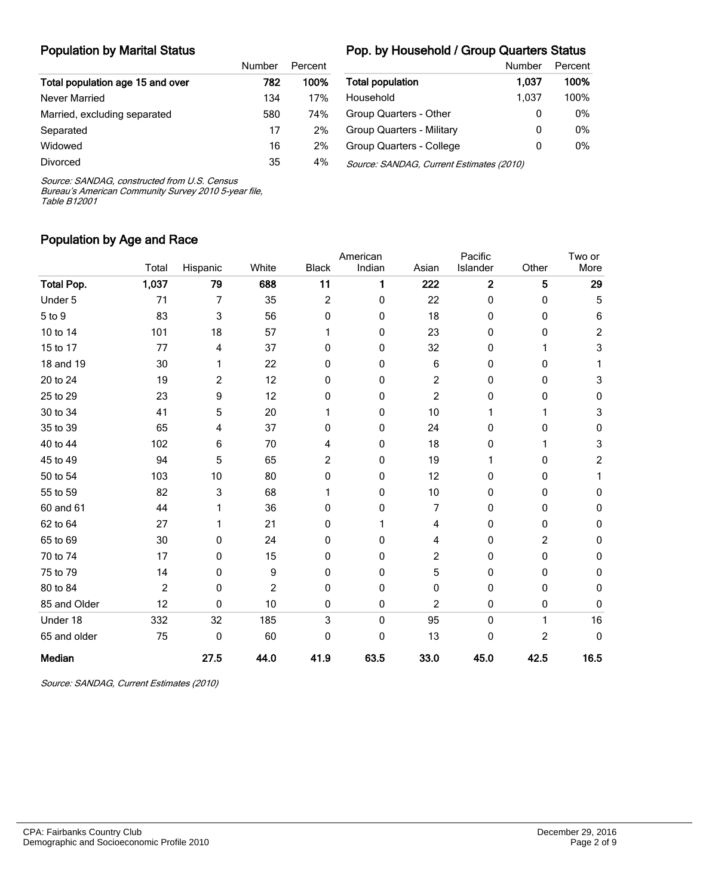## Population by Marital Status

| | Number | Percent |
|---|---|---|
| **Total population age 15 and over** | **782** | **100%** |
| Never Married | 134 | 17% |
| Married, excluding separated | 580 | 74% |
| Separated | 17 | 2% |
| Widowed | 16 | 2% |
| Divorced | 35 | 4% |

*Source: SANDAG, constructed from U.S. Census Bureau's American Community Survey 2010 5-year file, Table B12001*

## Pop. by Household / Group Quarters Status

| | Number | Percent |
|---|---|---|
| **Total population** | **1,037** | **100%** |
| Household | 1,037 | 100% |
| Group Quarters - Other | 0 | 0% |
| Group Quarters - Military | 0 | 0% |
| Group Quarters - College | 0 | 0% |

*Source: SANDAG, Current Estimates (2010)*

## Population by Age and Race

| | Total | Hispanic | White | Black | American Indian | Asian | Pacific Islander | Other | Two or More |
|---|---|---|---|---|---|---|---|---|---|
| **Total Pop.** | **1,037** | **79** | **688** | **11** | **1** | **222** | **2** | **5** | **29** |
| Under 5 | 71 | 7 | 35 | 2 | 0 | 22 | 0 | 0 | 5 |
| 5 to 9 | 83 | 3 | 56 | 0 | 0 | 18 | 0 | 0 | 6 |
| 10 to 14 | 101 | 18 | 57 | 1 | 0 | 23 | 0 | 0 | 2 |
| 15 to 17 | 77 | 4 | 37 | 0 | 0 | 32 | 0 | 1 | 3 |
| 18 and 19 | 30 | 1 | 22 | 0 | 0 | 6 | 0 | 0 | 1 |
| 20 to 24 | 19 | 2 | 12 | 0 | 0 | 2 | 0 | 0 | 3 |
| 25 to 29 | 23 | 9 | 12 | 0 | 0 | 2 | 0 | 0 | 0 |
| 30 to 34 | 41 | 5 | 20 | 1 | 0 | 10 | 1 | 1 | 3 |
| 35 to 39 | 65 | 4 | 37 | 0 | 0 | 24 | 0 | 0 | 0 |
| 40 to 44 | 102 | 6 | 70 | 4 | 0 | 18 | 0 | 1 | 3 |
| 45 to 49 | 94 | 5 | 65 | 2 | 0 | 19 | 1 | 0 | 2 |
| 50 to 54 | 103 | 10 | 80 | 0 | 0 | 12 | 0 | 0 | 1 |
| 55 to 59 | 82 | 3 | 68 | 1 | 0 | 10 | 0 | 0 | 0 |
| 60 and 61 | 44 | 1 | 36 | 0 | 0 | 7 | 0 | 0 | 0 |
| 62 to 64 | 27 | 1 | 21 | 0 | 1 | 4 | 0 | 0 | 0 |
| 65 to 69 | 30 | 0 | 24 | 0 | 0 | 4 | 0 | 2 | 0 |
| 70 to 74 | 17 | 0 | 15 | 0 | 0 | 2 | 0 | 0 | 0 |
| 75 to 79 | 14 | 0 | 9 | 0 | 0 | 5 | 0 | 0 | 0 |
| 80 to 84 | 2 | 0 | 2 | 0 | 0 | 0 | 0 | 0 | 0 |
| 85 and Older | 12 | 0 | 10 | 0 | 0 | 2 | 0 | 0 | 0 |
| Under 18 | 332 | 32 | 185 | 3 | 0 | 95 | 0 | 1 | 16 |
| 65 and older | 75 | 0 | 60 | 0 | 0 | 13 | 0 | 2 | 0 |
| **Median** | | **27.5** | **44.0** | **41.9** | **63.5** | **33.0** | **45.0** | **42.5** | **16.5** |

*Source: SANDAG, Current Estimates (2010)*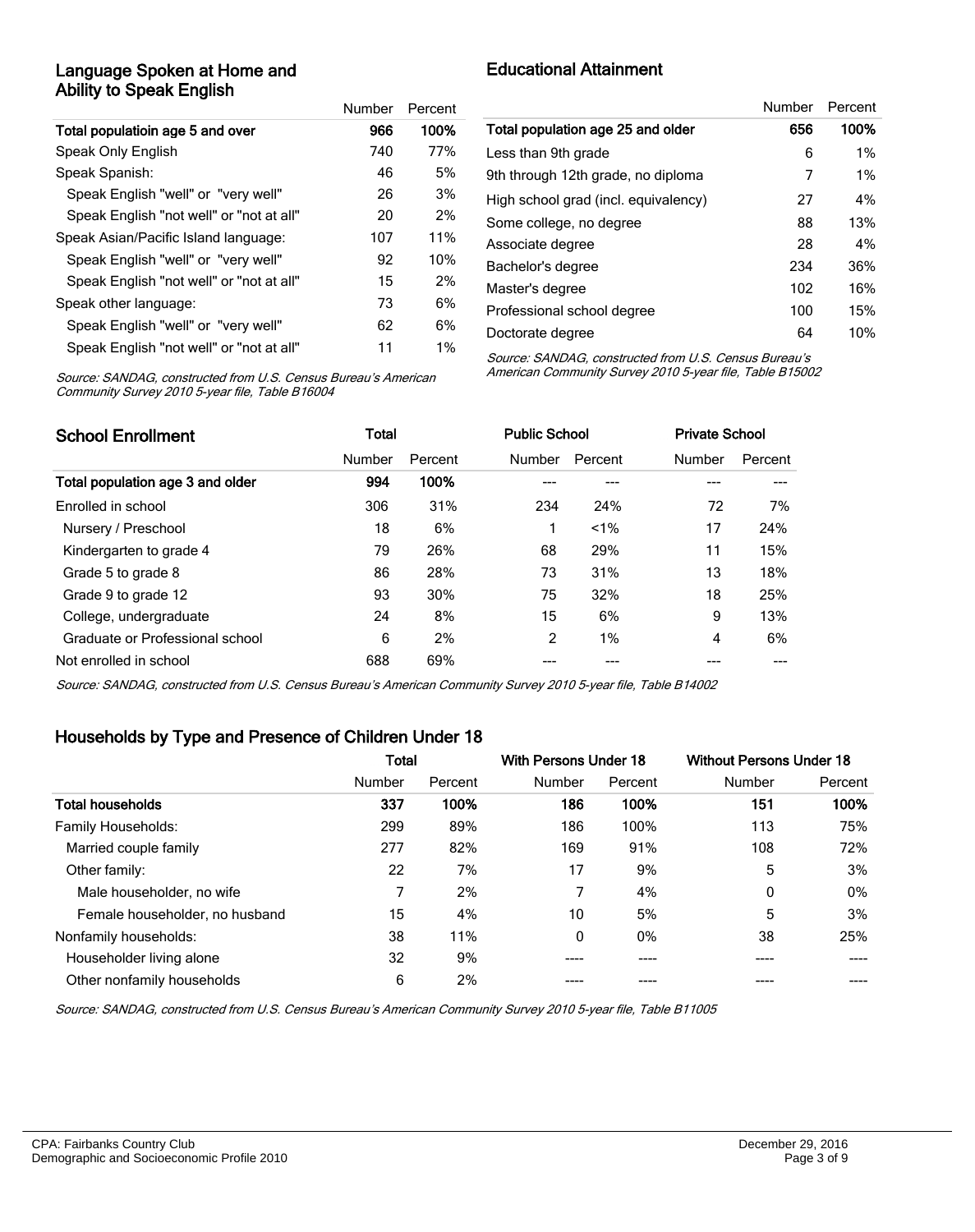## Language Spoken at Home and Ability to Speak English

| | Number | Percent |
|---|---|---|
| **Total populatioin age 5 and over** | **966** | **100%** |
| Speak Only English | 740 | 77% |
| Speak Spanish: | 46 | 5% |
| Speak English "well" or "very well" | 26 | 3% |
| Speak English "not well" or "not at all" | 20 | 2% |
| Speak Asian/Pacific Island language: | 107 | 11% |
| Speak English "well" or "very well" | 92 | 10% |
| Speak English "not well" or "not at all" | 15 | 2% |
| Speak other language: | 73 | 6% |
| Speak English "well" or "very well" | 62 | 6% |
| Speak English "not well" or "not at all" | 11 | 1% |

*Source: SANDAG, constructed from U.S. Census Bureau's American Community Survey 2010 5-year file, Table B16004*

## Educational Attainment

| | Number | Percent |
|---|---|---|
| **Total population age 25 and older** | **656** | **100%** |
| Less than 9th grade | 6 | 1% |
| 9th through 12th grade, no diploma | 7 | 1% |
| High school grad (incl. equivalency) | 27 | 4% |
| Some college, no degree | 88 | 13% |
| Associate degree | 28 | 4% |
| Bachelor's degree | 234 | 36% |
| Master's degree | 102 | 16% |
| Professional school degree | 100 | 15% |
| Doctorate degree | 64 | 10% |

*Source: SANDAG, constructed from U.S. Census Bureau's American Community Survey 2010 5-year file, Table B15002*

## School Enrollment

| | Total | | Public School | | Private School | |
|---|---|---|---|---|---|---|
| | Number | Percent | Number | Percent | Number | Percent |
| **Total population age 3 and older** | **994** | **100%** | --- | --- | --- | --- |
| Enrolled in school | 306 | 31% | 234 | 24% | 72 | 7% |
| Nursery / Preschool | 18 | 6% | 1 | <1% | 17 | 24% |
| Kindergarten to grade 4 | 79 | 26% | 68 | 29% | 11 | 15% |
| Grade 5 to grade 8 | 86 | 28% | 73 | 31% | 13 | 18% |
| Grade 9 to grade 12 | 93 | 30% | 75 | 32% | 18 | 25% |
| College, undergraduate | 24 | 8% | 15 | 6% | 9 | 13% |
| Graduate or Professional school | 6 | 2% | 2 | 1% | 4 | 6% |
| Not enrolled in school | 688 | 69% | --- | --- | --- | --- |

*Source: SANDAG, constructed from U.S. Census Bureau's American Community Survey 2010 5-year file, Table B14002*

## Households by Type and Presence of Children Under 18

| | Total | | With Persons Under 18 | | Without Persons Under 18 | |
|---|---|---|---|---|---|---|
| | Number | Percent | Number | Percent | Number | Percent |
| **Total households** | **337** | **100%** | **186** | **100%** | **151** | **100%** |
| Family Households: | 299 | 89% | 186 | 100% | 113 | 75% |
| Married couple family | 277 | 82% | 169 | 91% | 108 | 72% |
| Other family: | 22 | 7% | 17 | 9% | 5 | 3% |
| Male householder, no wife | 7 | 2% | 7 | 4% | 0 | 0% |
| Female householder, no husband | 15 | 4% | 10 | 5% | 5 | 3% |
| Nonfamily households: | 38 | 11% | 0 | 0% | 38 | 25% |
| Householder living alone | 32 | 9% | ---- | ---- | ---- | ---- |
| Other nonfamily households | 6 | 2% | ---- | ---- | ---- | ---- |

*Source: SANDAG, constructed from U.S. Census Bureau's American Community Survey 2010 5-year file, Table B11005*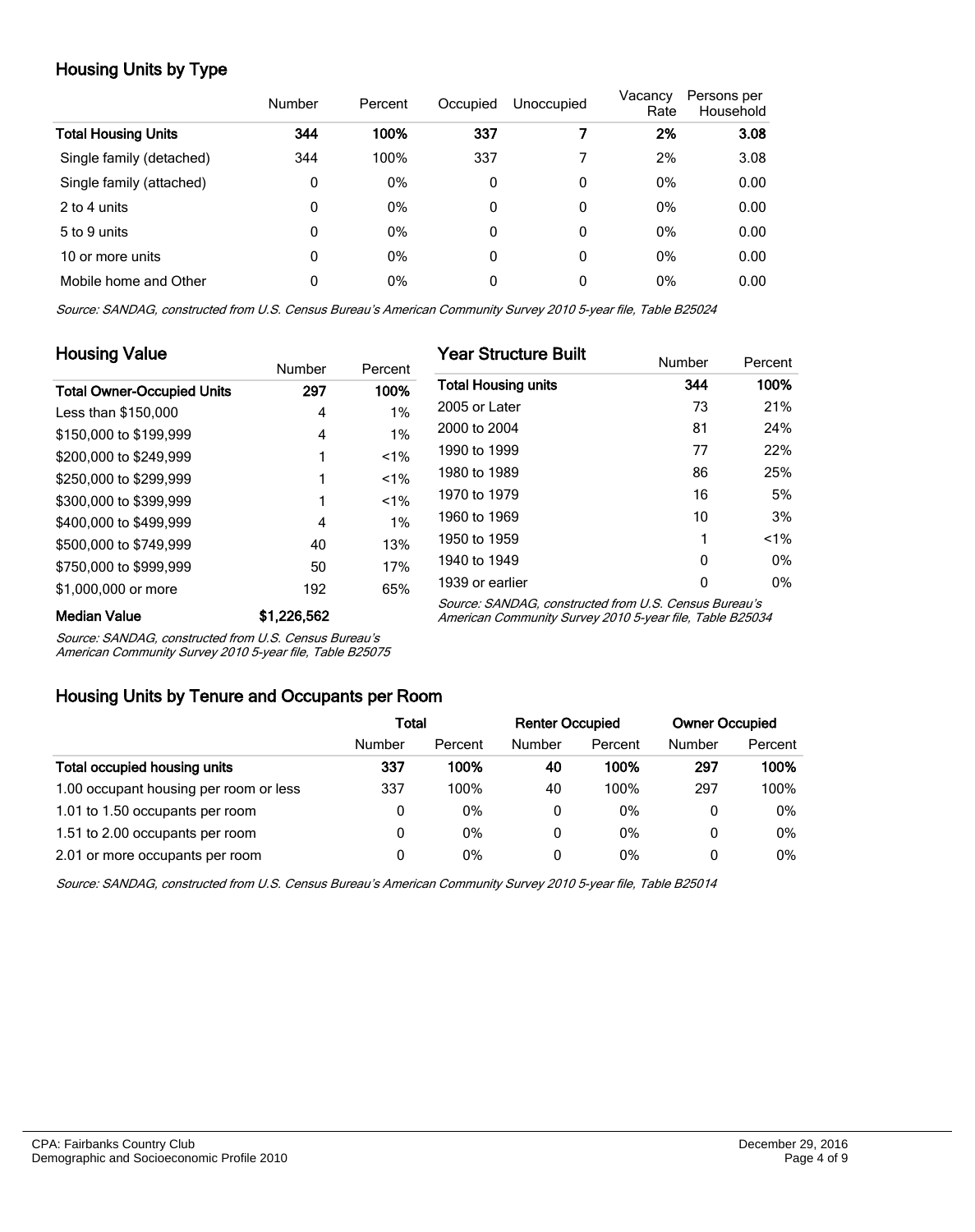## Housing Units by Type

| | Number | Percent | Occupied | Unoccupied | Vacancy Rate | Persons per Household |
|---|---|---|---|---|---|---|
| **Total Housing Units** | **344** | **100%** | **337** | **7** | **2%** | **3.08** |
| Single family (detached) | 344 | 100% | 337 | 7 | 2% | 3.08 |
| Single family (attached) | 0 | 0% | 0 | 0 | 0% | 0.00 |
| 2 to 4 units | 0 | 0% | 0 | 0 | 0% | 0.00 |
| 5 to 9 units | 0 | 0% | 0 | 0 | 0% | 0.00 |
| 10 or more units | 0 | 0% | 0 | 0 | 0% | 0.00 |
| Mobile home and Other | 0 | 0% | 0 | 0 | 0% | 0.00 |

*Source: SANDAG, constructed from U.S. Census Bureau's American Community Survey 2010 5-year file, Table B25024*

## Housing Value

| | Number | Percent |
|---|---|---|
| **Total Owner-Occupied Units** | **297** | **100%** |
| Less than $150,000 | 4 | 1% |
| $150,000 to $199,999 | 4 | 1% |
| $200,000 to $249,999 | 1 | <1% |
| $250,000 to $299,999 | 1 | <1% |
| $300,000 to $399,999 | 1 | <1% |
| $400,000 to $499,999 | 4 | 1% |
| $500,000 to $749,999 | 40 | 13% |
| $750,000 to $999,999 | 50 | 17% |
| $1,000,000 or more | 192 | 65% |
| **Median Value** | **$1,226,562** | |

*Source: SANDAG, constructed from U.S. Census Bureau's American Community Survey 2010 5-year file, Table B25075*

## Year Structure Built

| | Number | Percent |
|---|---|---|
| **Total Housing units** | **344** | **100%** |
| 2005 or Later | 73 | 21% |
| 2000 to 2004 | 81 | 24% |
| 1990 to 1999 | 77 | 22% |
| 1980 to 1989 | 86 | 25% |
| 1970 to 1979 | 16 | 5% |
| 1960 to 1969 | 10 | 3% |
| 1950 to 1959 | 1 | <1% |
| 1940 to 1949 | 0 | 0% |
| 1939 or earlier | 0 | 0% |

*Source: SANDAG, constructed from U.S. Census Bureau's American Community Survey 2010 5-year file, Table B25034*

## Housing Units by Tenure and Occupants per Room

| | Total | | Renter Occupied | | Owner Occupied | |
|---|---|---|---|---|---|---|
| | Number | Percent | Number | Percent | Number | Percent |
| **Total occupied housing units** | **337** | **100%** | **40** | **100%** | **297** | **100%** |
| 1.00 occupant housing per room or less | 337 | 100% | 40 | 100% | 297 | 100% |
| 1.01 to 1.50 occupants per room | 0 | 0% | 0 | 0% | 0 | 0% |
| 1.51 to 2.00 occupants per room | 0 | 0% | 0 | 0% | 0 | 0% |
| 2.01 or more occupants per room | 0 | 0% | 0 | 0% | 0 | 0% |

*Source: SANDAG, constructed from U.S. Census Bureau's American Community Survey 2010 5-year file, Table B25014*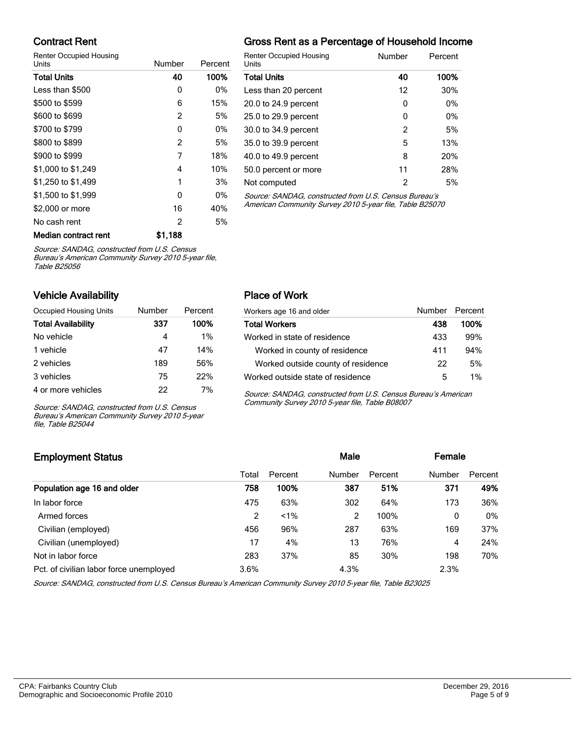## Contract Rent

| Renter Occupied Housing Units | Number | Percent |
|---|---|---|
| **Total Units** | **40** | **100%** |
| Less than $500 | 0 | 0% |
| $500 to $599 | 6 | 15% |
| $600 to $699 | 2 | 5% |
| $700 to $799 | 0 | 0% |
| $800 to $899 | 2 | 5% |
| $900 to $999 | 7 | 18% |
| $1,000 to $1,249 | 4 | 10% |
| $1,250 to $1,499 | 1 | 3% |
| $1,500 to $1,999 | 0 | 0% |
| $2,000 or more | 16 | 40% |
| No cash rent | 2 | 5% |
| **Median contract rent** | **$1,188** | |

*Source: SANDAG, constructed from U.S. Census Bureau's American Community Survey 2010 5-year file, Table B25056*

## Gross Rent as a Percentage of Household Income

| Renter Occupied Housing Units | Number | Percent |
|---|---|---|
| **Total Units** | **40** | **100%** |
| Less than 20 percent | 12 | 30% |
| 20.0 to 24.9 percent | 0 | 0% |
| 25.0 to 29.9 percent | 0 | 0% |
| 30.0 to 34.9 percent | 2 | 5% |
| 35.0 to 39.9 percent | 5 | 13% |
| 40.0 to 49.9 percent | 8 | 20% |
| 50.0 percent or more | 11 | 28% |
| Not computed | 2 | 5% |

*Source: SANDAG, constructed from U.S. Census Bureau's American Community Survey 2010 5-year file, Table B25070*

## Vehicle Availability

| Occupied Housing Units | Number | Percent |
|---|---|---|
| **Total Availability** | **337** | **100%** |
| No vehicle | 4 | 1% |
| 1 vehicle | 47 | 14% |
| 2 vehicles | 189 | 56% |
| 3 vehicles | 75 | 22% |
| 4 or more vehicles | 22 | 7% |

*Source: SANDAG, constructed from U.S. Census Bureau's American Community Survey 2010 5-year file, Table B25044*

## Place of Work

| Workers age 16 and older | Number | Percent |
|---|---|---|
| **Total Workers** | **438** | **100%** |
| Worked in state of residence | 433 | 99% |
| Worked in county of residence | 411 | 94% |
| Worked outside county of residence | 22 | 5% |
| Worked outside state of residence | 5 | 1% |

*Source: SANDAG, constructed from U.S. Census Bureau's American Community Survey 2010 5-year file, Table B08007*

## Employment Status

| | | | Male | | Female | |
|---|---|---|---|---|---|---|
| | Total | Percent | Number | Percent | Number | Percent |
| **Population age 16 and older** | **758** | **100%** | **387** | **51%** | **371** | **49%** |
| In labor force | 475 | 63% | 302 | 64% | 173 | 36% |
| Armed forces | 2 | <1% | 2 | 100% | 0 | 0% |
| Civilian (employed) | 456 | 96% | 287 | 63% | 169 | 37% |
| Civilian (unemployed) | 17 | 4% | 13 | 76% | 4 | 24% |
| Not in labor force | 283 | 37% | 85 | 30% | 198 | 70% |
| Pct. of civilian labor force unemployed | 3.6% | | 4.3% | | 2.3% | |

*Source: SANDAG, constructed from U.S. Census Bureau's American Community Survey 2010 5-year file, Table B23025*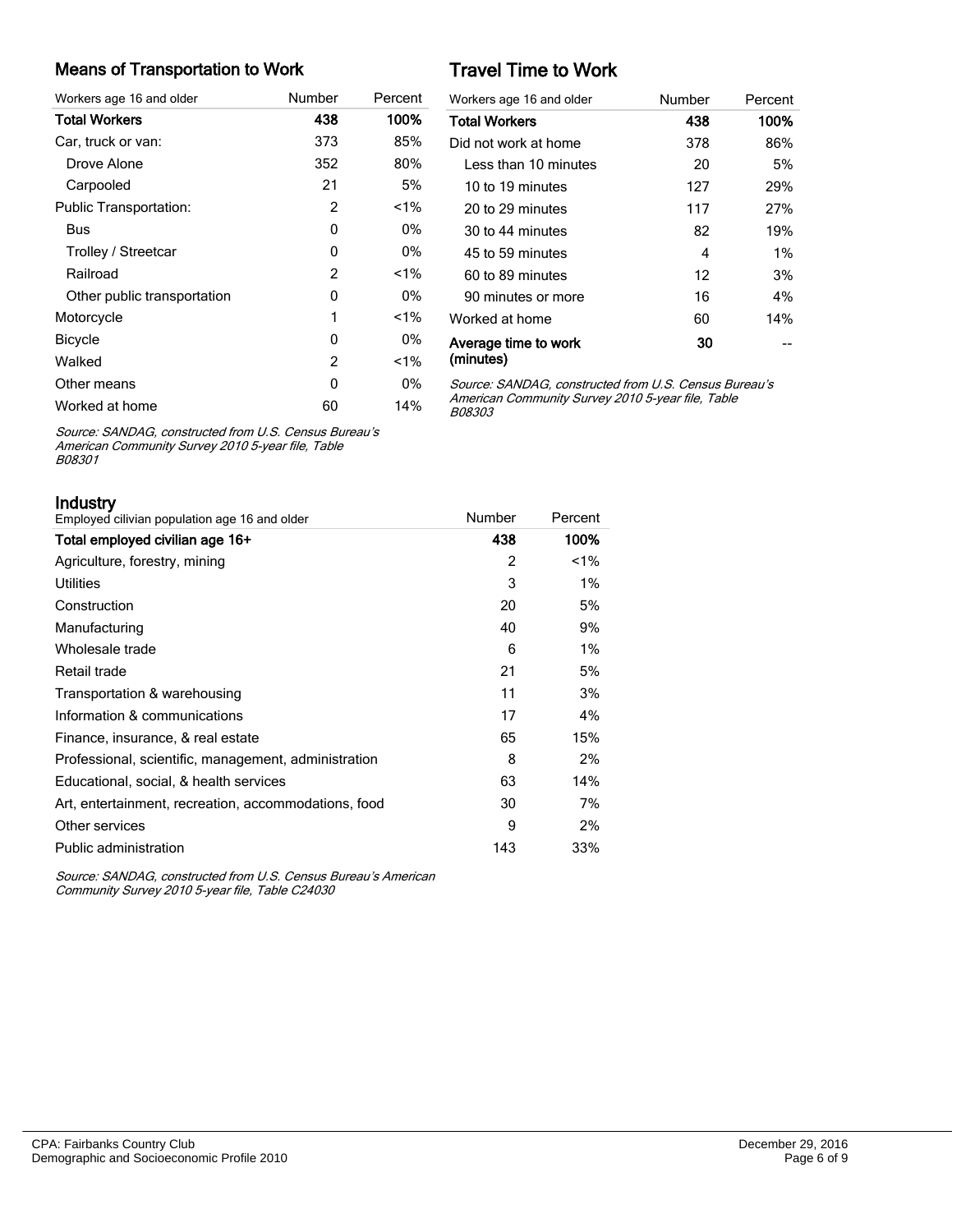## Means of Transportation to Work

| Workers age 16 and older | Number | Percent |
|---|---|---|
| **Total Workers** | **438** | **100%** |
| Car, truck or van: | 373 | 85% |
| Drove Alone | 352 | 80% |
| Carpooled | 21 | 5% |
| Public Transportation: | 2 | <1% |
| Bus | 0 | 0% |
| Trolley / Streetcar | 0 | 0% |
| Railroad | 2 | <1% |
| Other public transportation | 0 | 0% |
| Motorcycle | 1 | <1% |
| Bicycle | 0 | 0% |
| Walked | 2 | <1% |
| Other means | 0 | 0% |
| Worked at home | 60 | 14% |

*Source: SANDAG, constructed from U.S. Census Bureau's American Community Survey 2010 5-year file, Table B08301*

## Travel Time to Work

| Workers age 16 and older | Number | Percent |
|---|---|---|
| **Total Workers** | **438** | **100%** |
| Did not work at home | 378 | 86% |
| Less than 10 minutes | 20 | 5% |
| 10 to 19 minutes | 127 | 29% |
| 20 to 29 minutes | 117 | 27% |
| 30 to 44 minutes | 82 | 19% |
| 45 to 59 minutes | 4 | 1% |
| 60 to 89 minutes | 12 | 3% |
| 90 minutes or more | 16 | 4% |
| Worked at home | 60 | 14% |
| **Average time to work (minutes)** | **30** | -- |

*Source: SANDAG, constructed from U.S. Census Bureau's American Community Survey 2010 5-year file, Table B08303*

## Industry

| Employed cilivian population age 16 and older | Number | Percent |
|---|---|---|
| **Total employed civilian age 16+** | **438** | **100%** |
| Agriculture, forestry, mining | 2 | <1% |
| Utilities | 3 | 1% |
| Construction | 20 | 5% |
| Manufacturing | 40 | 9% |
| Wholesale trade | 6 | 1% |
| Retail trade | 21 | 5% |
| Transportation & warehousing | 11 | 3% |
| Information & communications | 17 | 4% |
| Finance, insurance, & real estate | 65 | 15% |
| Professional, scientific, management, administration | 8 | 2% |
| Educational, social, & health services | 63 | 14% |
| Art, entertainment, recreation, accommodations, food | 30 | 7% |
| Other services | 9 | 2% |
| Public administration | 143 | 33% |

*Source: SANDAG, constructed from U.S. Census Bureau's American Community Survey 2010 5-year file, Table C24030*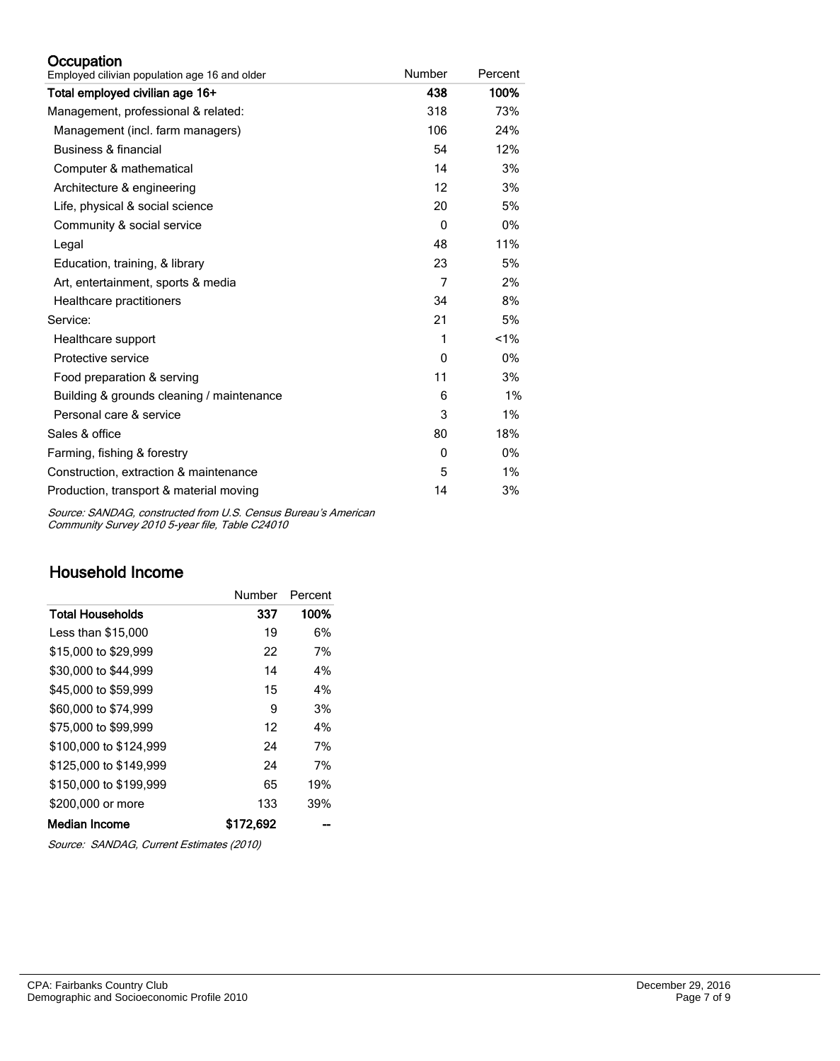## Occupation

| Employed cilivian population age 16 and older | Number | Percent |
|---|---|---|
| **Total employed civilian age 16+** | **438** | **100%** |
| Management, professional & related: | 318 | 73% |
| Management (incl. farm managers) | 106 | 24% |
| Business & financial | 54 | 12% |
| Computer & mathematical | 14 | 3% |
| Architecture & engineering | 12 | 3% |
| Life, physical & social science | 20 | 5% |
| Community & social service | 0 | 0% |
| Legal | 48 | 11% |
| Education, training, & library | 23 | 5% |
| Art, entertainment, sports & media | 7 | 2% |
| Healthcare practitioners | 34 | 8% |
| Service: | 21 | 5% |
| Healthcare support | 1 | <1% |
| Protective service | 0 | 0% |
| Food preparation & serving | 11 | 3% |
| Building & grounds cleaning / maintenance | 6 | 1% |
| Personal care & service | 3 | 1% |
| Sales & office | 80 | 18% |
| Farming, fishing & forestry | 0 | 0% |
| Construction, extraction & maintenance | 5 | 1% |
| Production, transport & material moving | 14 | 3% |

*Source: SANDAG, constructed from U.S. Census Bureau's American Community Survey 2010 5-year file, Table C24010*

## Household Income

| | Number | Percent |
|---|---|---|
| **Total Households** | **337** | **100%** |
| Less than $15,000 | 19 | 6% |
| $15,000 to $29,999 | 22 | 7% |
| $30,000 to $44,999 | 14 | 4% |
| $45,000 to $59,999 | 15 | 4% |
| $60,000 to $74,999 | 9 | 3% |
| $75,000 to $99,999 | 12 | 4% |
| $100,000 to $124,999 | 24 | 7% |
| $125,000 to $149,999 | 24 | 7% |
| $150,000 to $199,999 | 65 | 19% |
| $200,000 or more | 133 | 39% |
| **Median Income** | **$172,692** | -- |

*Source: SANDAG, Current Estimates (2010)*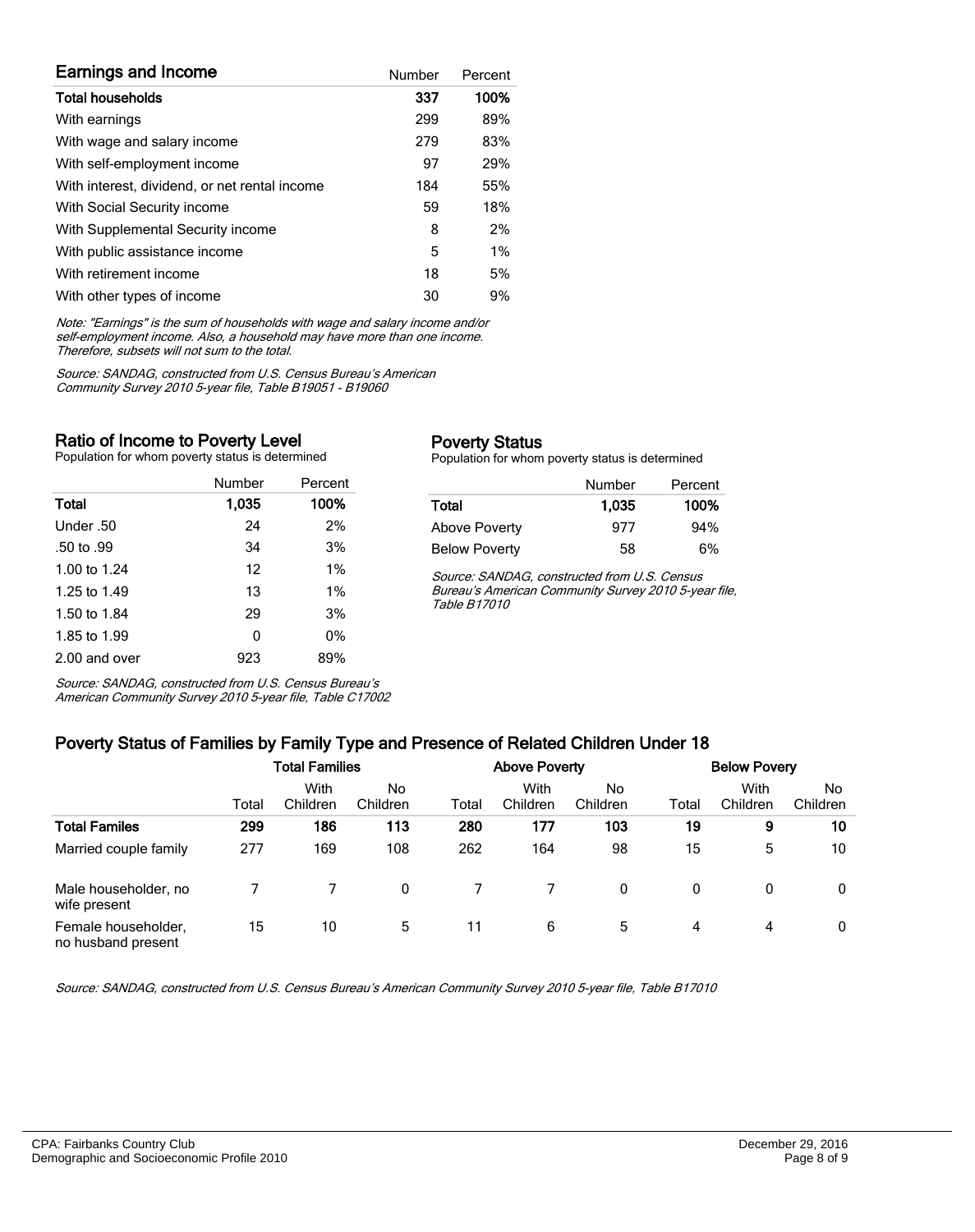## Earnings and Income

| | Number | Percent |
|---|---|---|
| **Total households** | **337** | **100%** |
| With earnings | 299 | 89% |
| With wage and salary income | 279 | 83% |
| With self-employment income | 97 | 29% |
| With interest, dividend, or net rental income | 184 | 55% |
| With Social Security income | 59 | 18% |
| With Supplemental Security income | 8 | 2% |
| With public assistance income | 5 | 1% |
| With retirement income | 18 | 5% |
| With other types of income | 30 | 9% |

*Note: "Earnings" is the sum of households with wage and salary income and/or self-employment income. Also, a household may have more than one income. Therefore, subsets will not sum to the total.*

*Source: SANDAG, constructed from U.S. Census Bureau's American Community Survey 2010 5-year file, Table B19051 - B19060*

## Ratio of Income to Poverty Level

Population for whom poverty status is determined

| | Number | Percent |
|---|---|---|
| **Total** | **1,035** | **100%** |
| Under .50 | 24 | 2% |
| .50 to .99 | 34 | 3% |
| 1.00 to 1.24 | 12 | 1% |
| 1.25 to 1.49 | 13 | 1% |
| 1.50 to 1.84 | 29 | 3% |
| 1.85 to 1.99 | 0 | 0% |
| 2.00 and over | 923 | 89% |

*Source: SANDAG, constructed from U.S. Census Bureau's American Community Survey 2010 5-year file, Table C17002*

## Poverty Status

Population for whom poverty status is determined

| | Number | Percent |
|---|---|---|
| **Total** | **1,035** | **100%** |
| Above Poverty | 977 | 94% |
| Below Poverty | 58 | 6% |

*Source: SANDAG, constructed from U.S. Census Bureau's American Community Survey 2010 5-year file, Table B17010*

## Poverty Status of Families by Family Type and Presence of Related Children Under 18

| | Total Families | | | Above Poverty | | | Below Povery | | |
|---|---|---|---|---|---|---|---|---|---|
| | Total | With Children | No Children | Total | With Children | No Children | Total | With Children | No Children |
| **Total Familes** | **299** | **186** | **113** | **280** | **177** | **103** | **19** | **9** | **10** |
| Married couple family | 277 | 169 | 108 | 262 | 164 | 98 | 15 | 5 | 10 |
| Male householder, no wife present | 7 | 7 | 0 | 7 | 7 | 0 | 0 | 0 | 0 |
| Female householder, no husband present | 15 | 10 | 5 | 11 | 6 | 5 | 4 | 4 | 0 |

*Source: SANDAG, constructed from U.S. Census Bureau's American Community Survey 2010 5-year file, Table B17010*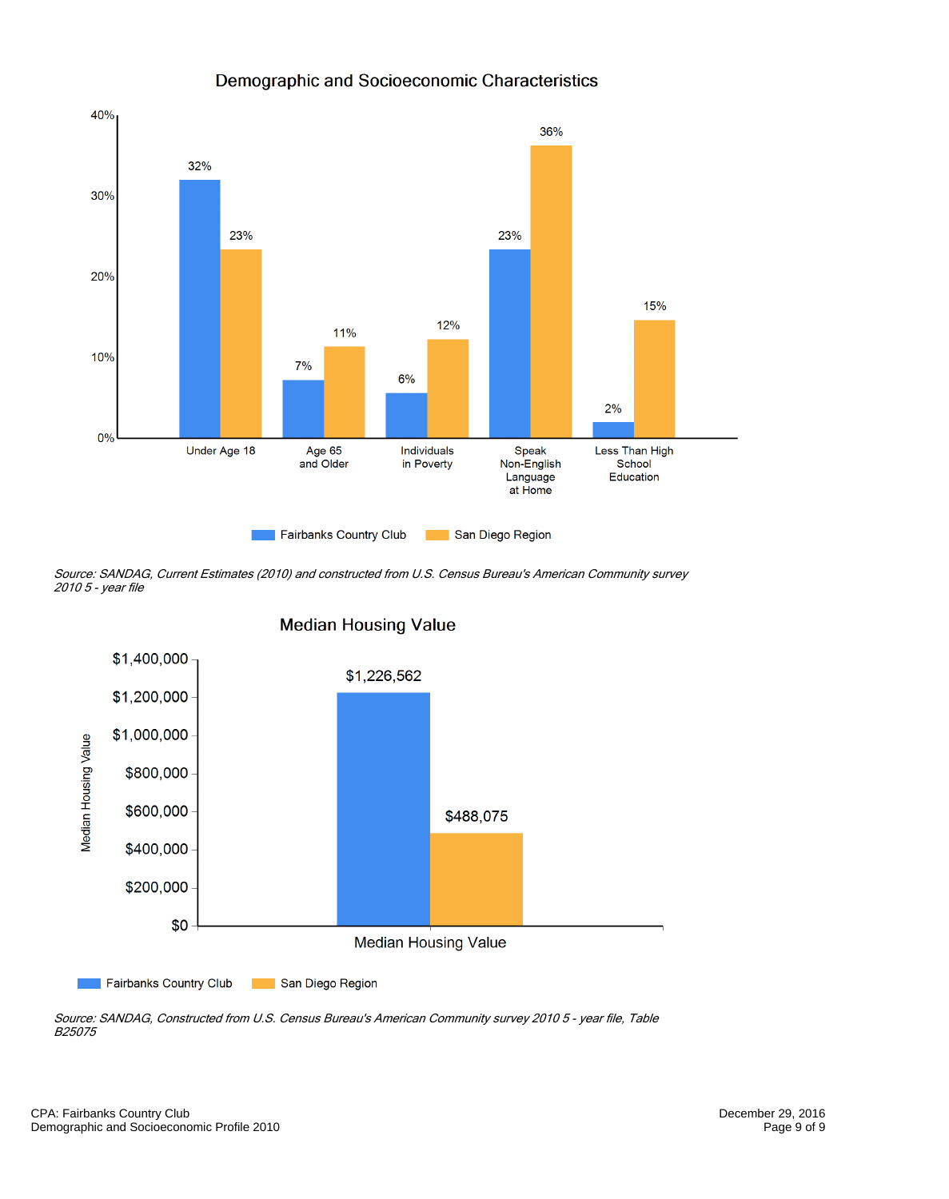## Demographic and Socioeconomic Characteristics

40%
30%
20%
10%
0%

32%
23%
7%
11%
6%
12%
23%
36%
2%
15%

Under Age 18
Age 65 and Older
Individuals in Poverty
Speak Non-English Language at Home
Less Than High School Education

Fairbanks Country Club
San Diego Region

*Source: SANDAG, Current Estimates (2010) and constructed from U.S. Census Bureau's American Community survey 2010 5 - year file*

## Median Housing Value

$1,400,000
$1,200,000
$1,000,000
$800,000
$600,000
$400,000
$200,000
$0

Median Housing Value

$1,226,562
$488,075

Median Housing Value

Fairbanks Country Club
San Diego Region

*Source: SANDAG, Constructed from U.S. Census Bureau's American Community survey 2010 5 - year file, Table B25075*

CPA: Fairbanks Country Club
Demographic and Socioeconomic Profile 2010

December 29, 2016